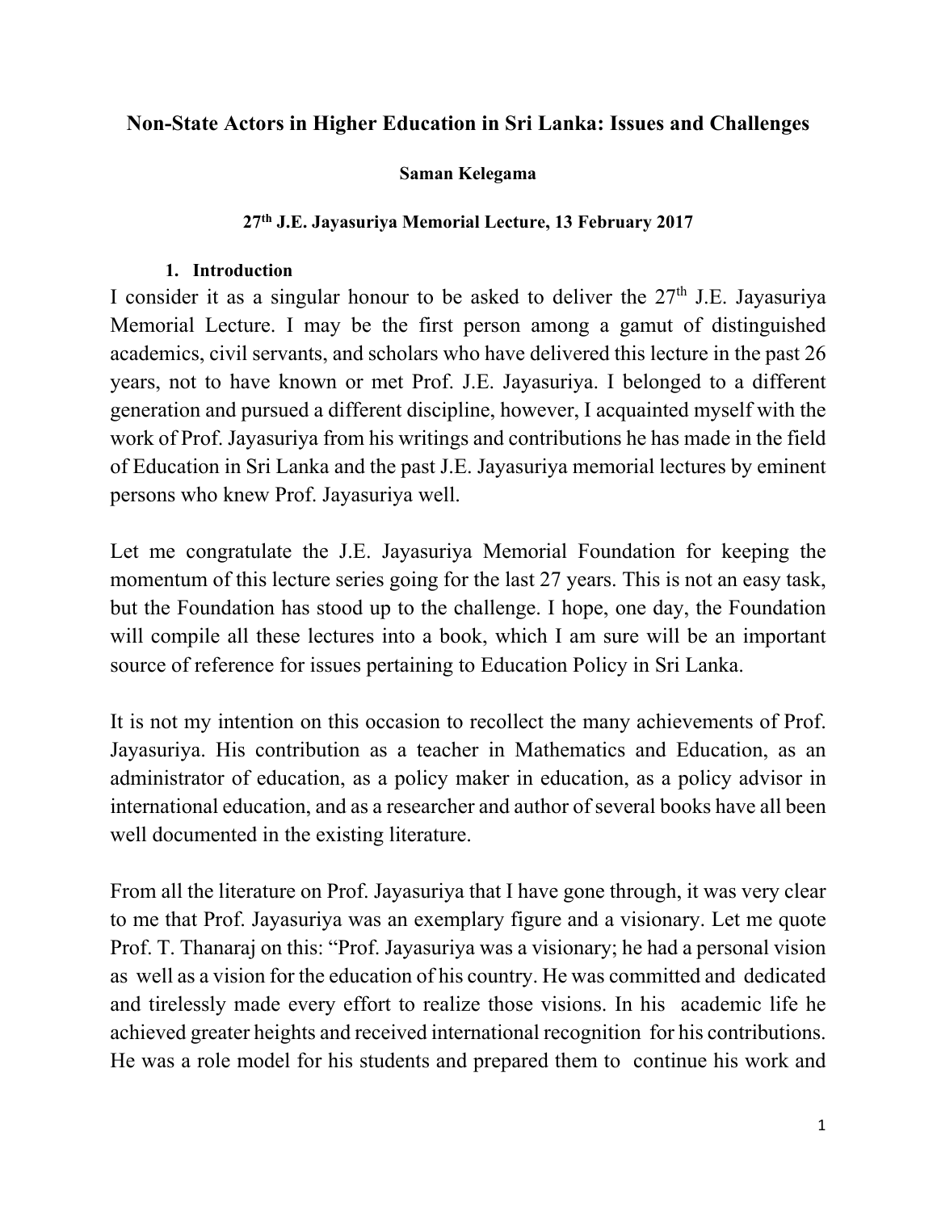# Non-State Actors in Higher Education in Sri Lanka: Issues and Challenges

**Saman Kelegama**

**27th J.E. Jayasuriya Memorial Lecture, 13 February 2017**

## 1. Introduction

I consider it as a singular honour to be asked to deliver the 27th J.E. Jayasuriya Memorial Lecture. I may be the first person among a gamut of distinguished academics, civil servants, and scholars who have delivered this lecture in the past 26 years, not to have known or met Prof. J.E. Jayasuriya. I belonged to a different generation and pursued a different discipline, however, I acquainted myself with the work of Prof. Jayasuriya from his writings and contributions he has made in the field of Education in Sri Lanka and the past J.E. Jayasuriya memorial lectures by eminent persons who knew Prof. Jayasuriya well.

Let me congratulate the J.E. Jayasuriya Memorial Foundation for keeping the momentum of this lecture series going for the last 27 years. This is not an easy task, but the Foundation has stood up to the challenge. I hope, one day, the Foundation will compile all these lectures into a book, which I am sure will be an important source of reference for issues pertaining to Education Policy in Sri Lanka.

It is not my intention on this occasion to recollect the many achievements of Prof. Jayasuriya. His contribution as a teacher in Mathematics and Education, as an administrator of education, as a policy maker in education, as a policy advisor in international education, and as a researcher and author of several books have all been well documented in the existing literature.

From all the literature on Prof. Jayasuriya that I have gone through, it was very clear to me that Prof. Jayasuriya was an exemplary figure and a visionary. Let me quote Prof. T. Thanaraj on this: "Prof. Jayasuriya was a visionary; he had a personal vision as well as a vision for the education of his country. He was committed and dedicated and tirelessly made every effort to realize those visions. In his academic life he achieved greater heights and received international recognition for his contributions. He was a role model for his students and prepared them to continue his work and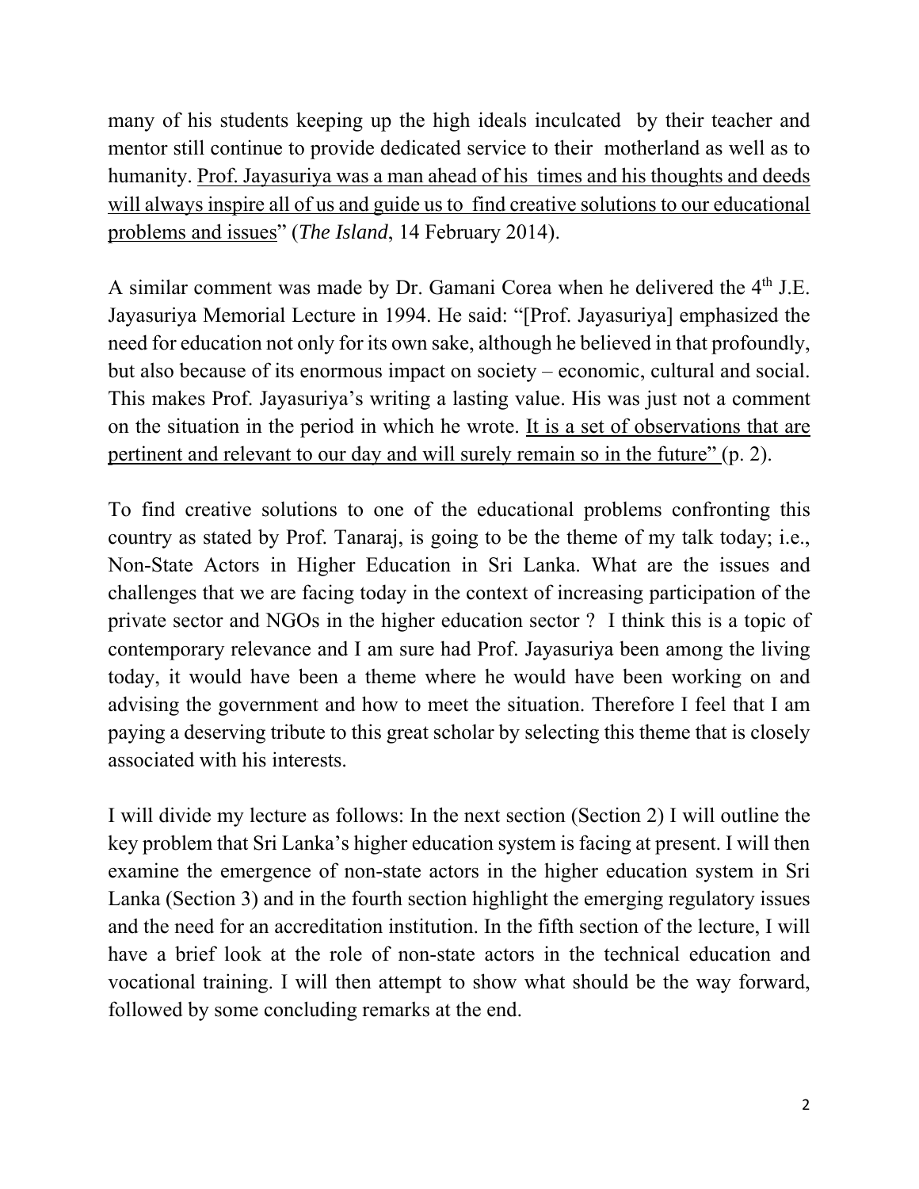many of his students keeping up the high ideals inculcated by their teacher and mentor still continue to provide dedicated service to their motherland as well as to humanity. <u>Prof. Jayasuriya was a man ahead of his times and his thoughts and deeds will always inspire all of us and guide us to find creative solutions to our educational problems and issues</u>" (*The Island*, 14 February 2014).

A similar comment was made by Dr. Gamani Corea when he delivered the 4th J.E. Jayasuriya Memorial Lecture in 1994. He said: "[Prof. Jayasuriya] emphasized the need for education not only for its own sake, although he believed in that profoundly, but also because of its enormous impact on society – economic, cultural and social. This makes Prof. Jayasuriya's writing a lasting value. His was just not a comment on the situation in the period in which he wrote. <u>It is a set of observations that are pertinent and relevant to our day and will surely remain so in the future"</u> (p. 2).

To find creative solutions to one of the educational problems confronting this country as stated by Prof. Tanaraj, is going to be the theme of my talk today; i.e., Non-State Actors in Higher Education in Sri Lanka. What are the issues and challenges that we are facing today in the context of increasing participation of the private sector and NGOs in the higher education sector ? I think this is a topic of contemporary relevance and I am sure had Prof. Jayasuriya been among the living today, it would have been a theme where he would have been working on and advising the government and how to meet the situation. Therefore I feel that I am paying a deserving tribute to this great scholar by selecting this theme that is closely associated with his interests.

I will divide my lecture as follows: In the next section (Section 2) I will outline the key problem that Sri Lanka's higher education system is facing at present. I will then examine the emergence of non-state actors in the higher education system in Sri Lanka (Section 3) and in the fourth section highlight the emerging regulatory issues and the need for an accreditation institution. In the fifth section of the lecture, I will have a brief look at the role of non-state actors in the technical education and vocational training. I will then attempt to show what should be the way forward, followed by some concluding remarks at the end.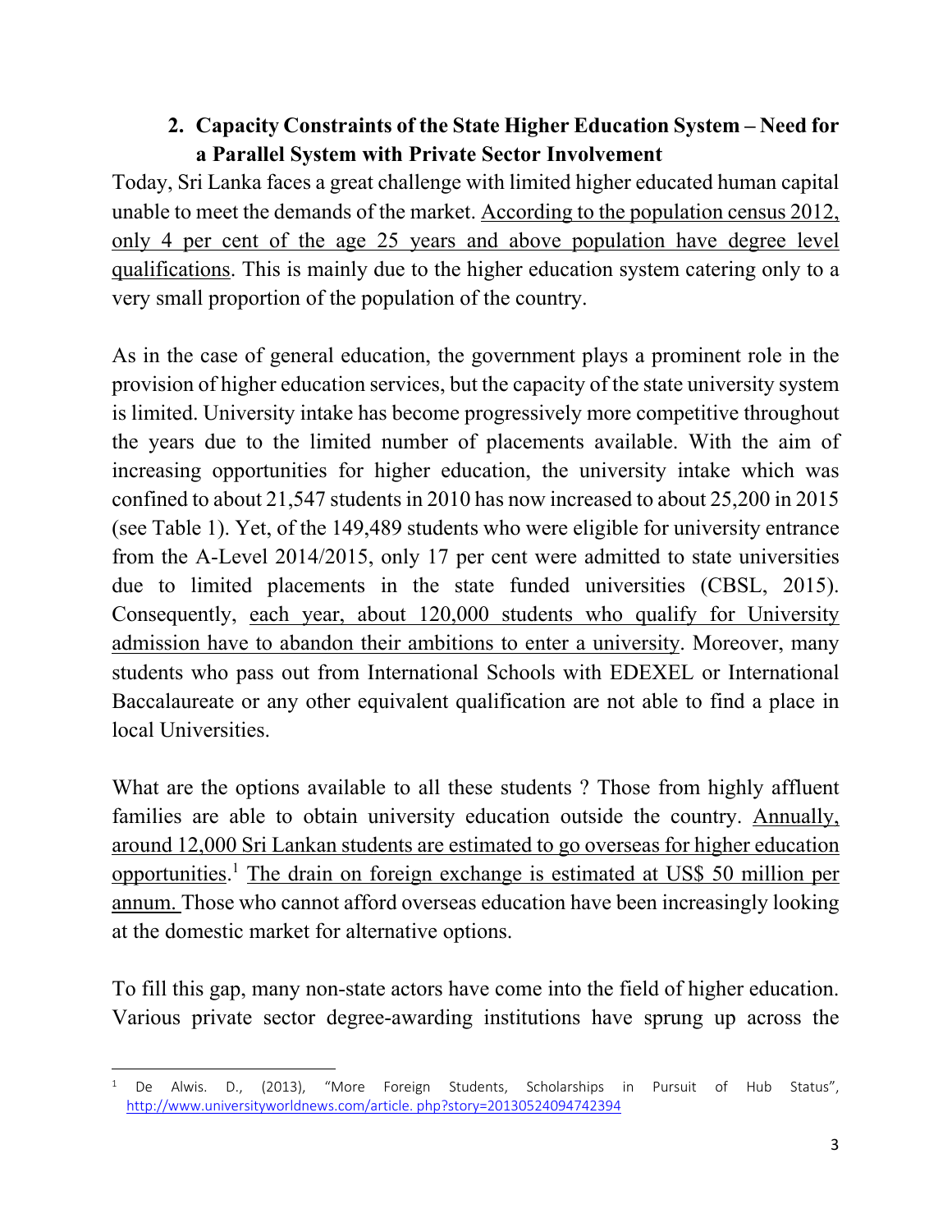## 2. Capacity Constraints of the State Higher Education System – Need for a Parallel System with Private Sector Involvement

Today, Sri Lanka faces a great challenge with limited higher educated human capital unable to meet the demands of the market. <u>According to the population census 2012, only 4 per cent of the age 25 years and above population have degree level qualifications</u>. This is mainly due to the higher education system catering only to a very small proportion of the population of the country.

As in the case of general education, the government plays a prominent role in the provision of higher education services, but the capacity of the state university system is limited. University intake has become progressively more competitive throughout the years due to the limited number of placements available. With the aim of increasing opportunities for higher education, the university intake which was confined to about 21,547 students in 2010 has now increased to about 25,200 in 2015 (see Table 1). Yet, of the 149,489 students who were eligible for university entrance from the A-Level 2014/2015, only 17 per cent were admitted to state universities due to limited placements in the state funded universities (CBSL, 2015). Consequently, <u>each year, about 120,000 students who qualify for University admission have to abandon their ambitions to enter a university</u>. Moreover, many students who pass out from International Schools with EDEXEL or International Baccalaureate or any other equivalent qualification are not able to find a place in local Universities.

What are the options available to all these students ? Those from highly affluent families are able to obtain university education outside the country. <u>Annually, around 12,000 Sri Lankan students are estimated to go overseas for higher education opportunities</u>.[1] <u>The drain on foreign exchange is estimated at US$ 50 million per annum.</u> Those who cannot afford overseas education have been increasingly looking at the domestic market for alternative options.

To fill this gap, many non-state actors have come into the field of higher education. Various private sector degree-awarding institutions have sprung up across the

---

[1] De Alwis. D., (2013), "More Foreign Students, Scholarships in Pursuit of Hub Status", http://www.universityworldnews.com/article.php?story=20130524094742394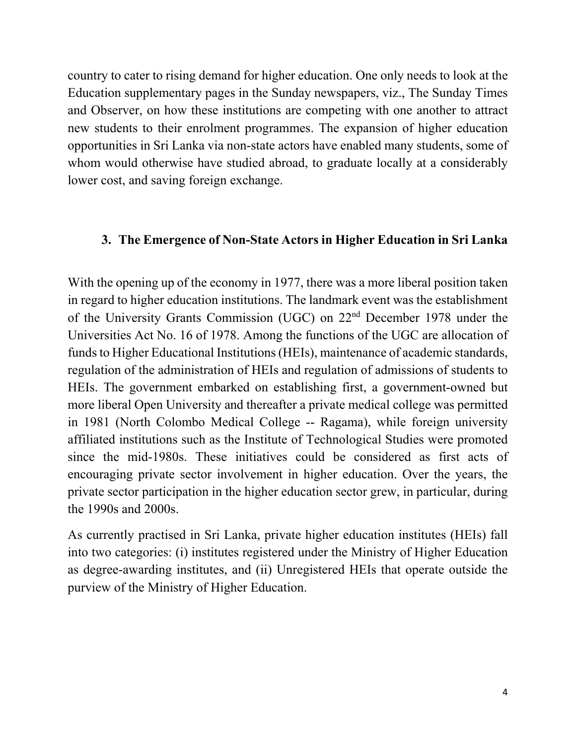country to cater to rising demand for higher education. One only needs to look at the Education supplementary pages in the Sunday newspapers, viz., The Sunday Times and Observer, on how these institutions are competing with one another to attract new students to their enrolment programmes. The expansion of higher education opportunities in Sri Lanka via non-state actors have enabled many students, some of whom would otherwise have studied abroad, to graduate locally at a considerably lower cost, and saving foreign exchange.

## 3. The Emergence of Non-State Actors in Higher Education in Sri Lanka

With the opening up of the economy in 1977, there was a more liberal position taken in regard to higher education institutions. The landmark event was the establishment of the University Grants Commission (UGC) on 22nd December 1978 under the Universities Act No. 16 of 1978. Among the functions of the UGC are allocation of funds to Higher Educational Institutions (HEIs), maintenance of academic standards, regulation of the administration of HEIs and regulation of admissions of students to HEIs. The government embarked on establishing first, a government-owned but more liberal Open University and thereafter a private medical college was permitted in 1981 (North Colombo Medical College -- Ragama), while foreign university affiliated institutions such as the Institute of Technological Studies were promoted since the mid-1980s. These initiatives could be considered as first acts of encouraging private sector involvement in higher education. Over the years, the private sector participation in the higher education sector grew, in particular, during the 1990s and 2000s.

As currently practised in Sri Lanka, private higher education institutes (HEIs) fall into two categories: (i) institutes registered under the Ministry of Higher Education as degree-awarding institutes, and (ii) Unregistered HEIs that operate outside the purview of the Ministry of Higher Education.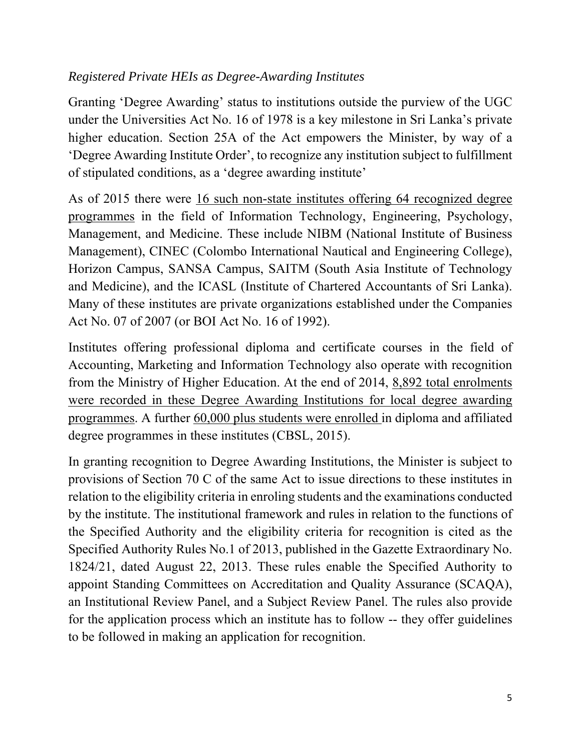*Registered Private HEIs as Degree-Awarding Institutes*

Granting 'Degree Awarding' status to institutions outside the purview of the UGC under the Universities Act No. 16 of 1978 is a key milestone in Sri Lanka's private higher education. Section 25A of the Act empowers the Minister, by way of a 'Degree Awarding Institute Order', to recognize any institution subject to fulfillment of stipulated conditions, as a 'degree awarding institute'

As of 2015 there were <u>16 such non-state institutes offering 64 recognized degree programmes</u> in the field of Information Technology, Engineering, Psychology, Management, and Medicine. These include NIBM (National Institute of Business Management), CINEC (Colombo International Nautical and Engineering College), Horizon Campus, SANSA Campus, SAITM (South Asia Institute of Technology and Medicine), and the ICASL (Institute of Chartered Accountants of Sri Lanka). Many of these institutes are private organizations established under the Companies Act No. 07 of 2007 (or BOI Act No. 16 of 1992).

Institutes offering professional diploma and certificate courses in the field of Accounting, Marketing and Information Technology also operate with recognition from the Ministry of Higher Education. At the end of 2014, <u>8,892 total enrolments were recorded in these Degree Awarding Institutions for local degree awarding programmes</u>. A further <u>60,000 plus students were enrolled</u> in diploma and affiliated degree programmes in these institutes (CBSL, 2015).

In granting recognition to Degree Awarding Institutions, the Minister is subject to provisions of Section 70 C of the same Act to issue directions to these institutes in relation to the eligibility criteria in enroling students and the examinations conducted by the institute. The institutional framework and rules in relation to the functions of the Specified Authority and the eligibility criteria for recognition is cited as the Specified Authority Rules No.1 of 2013, published in the Gazette Extraordinary No. 1824/21, dated August 22, 2013. These rules enable the Specified Authority to appoint Standing Committees on Accreditation and Quality Assurance (SCAQA), an Institutional Review Panel, and a Subject Review Panel. The rules also provide for the application process which an institute has to follow -- they offer guidelines to be followed in making an application for recognition.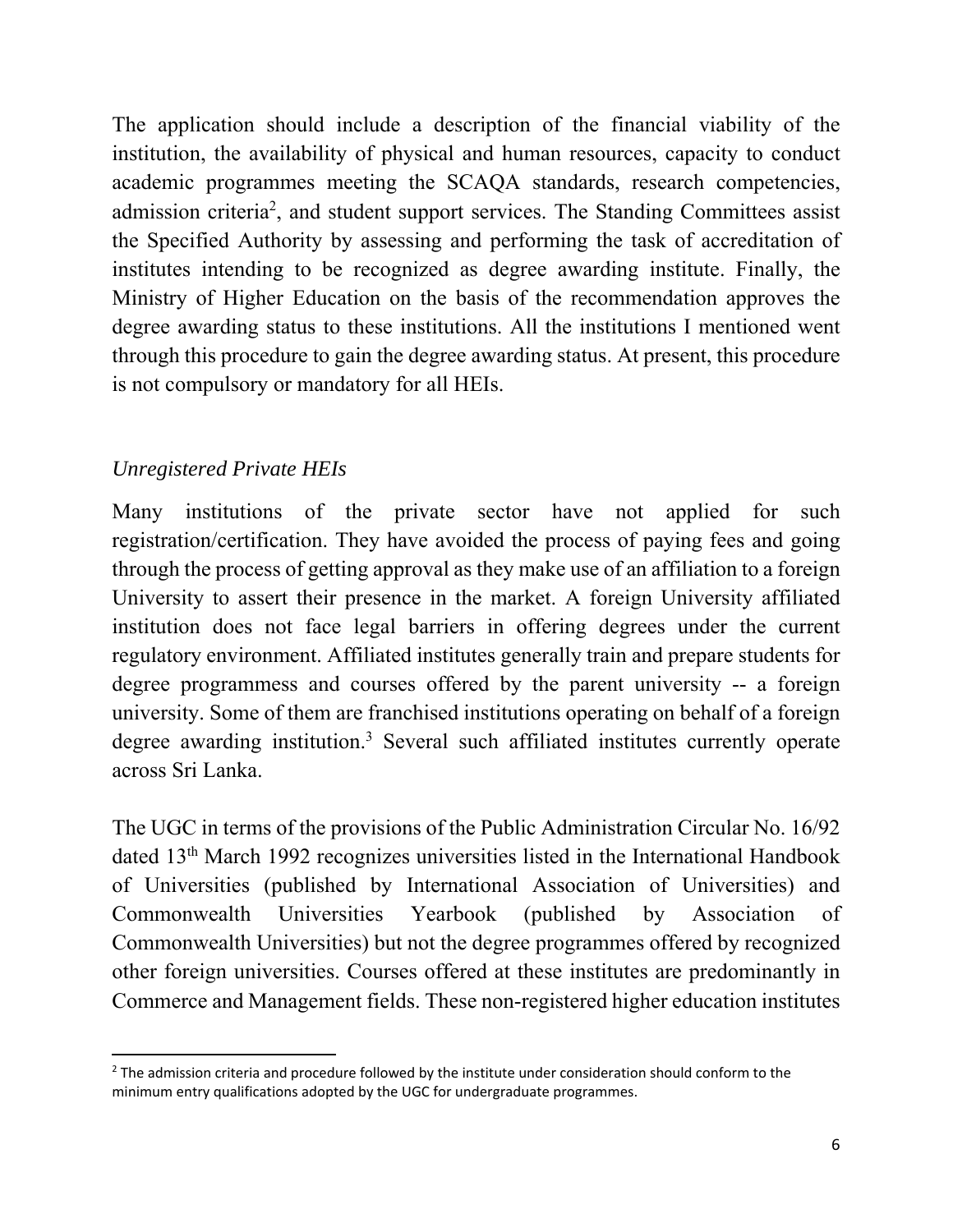The application should include a description of the financial viability of the institution, the availability of physical and human resources, capacity to conduct academic programmes meeting the SCAQA standards, research competencies, admission criteria[2], and student support services. The Standing Committees assist the Specified Authority by assessing and performing the task of accreditation of institutes intending to be recognized as degree awarding institute. Finally, the Ministry of Higher Education on the basis of the recommendation approves the degree awarding status to these institutions. All the institutions I mentioned went through this procedure to gain the degree awarding status. At present, this procedure is not compulsory or mandatory for all HEIs.

### *Unregistered Private HEIs*

Many institutions of the private sector have not applied for such registration/certification. They have avoided the process of paying fees and going through the process of getting approval as they make use of an affiliation to a foreign University to assert their presence in the market. A foreign University affiliated institution does not face legal barriers in offering degrees under the current regulatory environment. Affiliated institutes generally train and prepare students for degree programmess and courses offered by the parent university -- a foreign university. Some of them are franchised institutions operating on behalf of a foreign degree awarding institution.[3] Several such affiliated institutes currently operate across Sri Lanka.

The UGC in terms of the provisions of the Public Administration Circular No. 16/92 dated 13th March 1992 recognizes universities listed in the International Handbook of Universities (published by International Association of Universities) and Commonwealth Universities Yearbook (published by Association of Commonwealth Universities) but not the degree programmes offered by recognized other foreign universities. Courses offered at these institutes are predominantly in Commerce and Management fields. These non-registered higher education institutes

---

[2] The admission criteria and procedure followed by the institute under consideration should conform to the minimum entry qualifications adopted by the UGC for undergraduate programmes.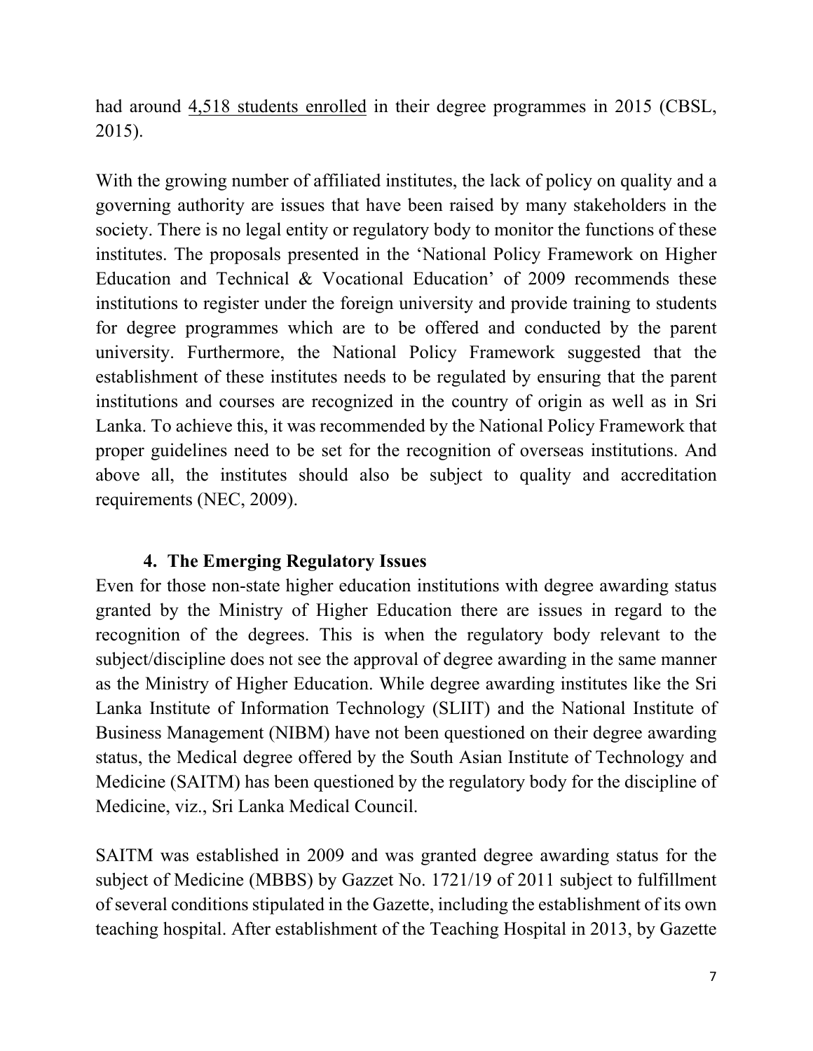had around <u>4,518 students enrolled</u> in their degree programmes in 2015 (CBSL, 2015).

With the growing number of affiliated institutes, the lack of policy on quality and a governing authority are issues that have been raised by many stakeholders in the society. There is no legal entity or regulatory body to monitor the functions of these institutes. The proposals presented in the 'National Policy Framework on Higher Education and Technical & Vocational Education' of 2009 recommends these institutions to register under the foreign university and provide training to students for degree programmes which are to be offered and conducted by the parent university. Furthermore, the National Policy Framework suggested that the establishment of these institutes needs to be regulated by ensuring that the parent institutions and courses are recognized in the country of origin as well as in Sri Lanka. To achieve this, it was recommended by the National Policy Framework that proper guidelines need to be set for the recognition of overseas institutions. And above all, the institutes should also be subject to quality and accreditation requirements (NEC, 2009).

## 4. The Emerging Regulatory Issues

Even for those non-state higher education institutions with degree awarding status granted by the Ministry of Higher Education there are issues in regard to the recognition of the degrees. This is when the regulatory body relevant to the subject/discipline does not see the approval of degree awarding in the same manner as the Ministry of Higher Education. While degree awarding institutes like the Sri Lanka Institute of Information Technology (SLIIT) and the National Institute of Business Management (NIBM) have not been questioned on their degree awarding status, the Medical degree offered by the South Asian Institute of Technology and Medicine (SAITM) has been questioned by the regulatory body for the discipline of Medicine, viz., Sri Lanka Medical Council.

SAITM was established in 2009 and was granted degree awarding status for the subject of Medicine (MBBS) by Gazzet No. 1721/19 of 2011 subject to fulfillment of several conditions stipulated in the Gazette, including the establishment of its own teaching hospital. After establishment of the Teaching Hospital in 2013, by Gazette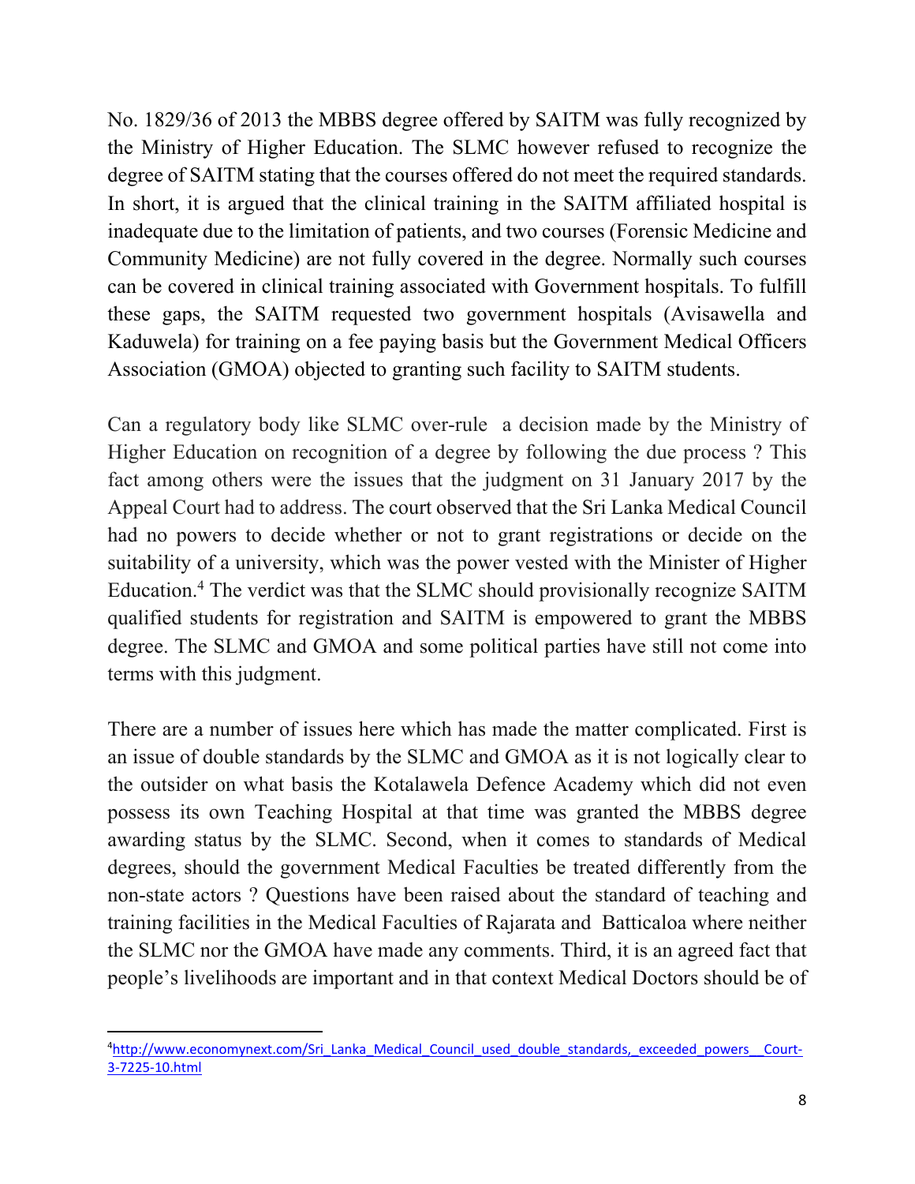No. 1829/36 of 2013 the MBBS degree offered by SAITM was fully recognized by the Ministry of Higher Education. The SLMC however refused to recognize the degree of SAITM stating that the courses offered do not meet the required standards. In short, it is argued that the clinical training in the SAITM affiliated hospital is inadequate due to the limitation of patients, and two courses (Forensic Medicine and Community Medicine) are not fully covered in the degree. Normally such courses can be covered in clinical training associated with Government hospitals. To fulfill these gaps, the SAITM requested two government hospitals (Avisawella and Kaduwela) for training on a fee paying basis but the Government Medical Officers Association (GMOA) objected to granting such facility to SAITM students.

Can a regulatory body like SLMC over-rule a decision made by the Ministry of Higher Education on recognition of a degree by following the due process ? This fact among others were the issues that the judgment on 31 January 2017 by the Appeal Court had to address. The court observed that the Sri Lanka Medical Council had no powers to decide whether or not to grant registrations or decide on the suitability of a university, which was the power vested with the Minister of Higher Education.[4] The verdict was that the SLMC should provisionally recognize SAITM qualified students for registration and SAITM is empowered to grant the MBBS degree. The SLMC and GMOA and some political parties have still not come into terms with this judgment.

There are a number of issues here which has made the matter complicated. First is an issue of double standards by the SLMC and GMOA as it is not logically clear to the outsider on what basis the Kotalawela Defence Academy which did not even possess its own Teaching Hospital at that time was granted the MBBS degree awarding status by the SLMC. Second, when it comes to standards of Medical degrees, should the government Medical Faculties be treated differently from the non-state actors ? Questions have been raised about the standard of teaching and training facilities in the Medical Faculties of Rajarata and Batticaloa where neither the SLMC nor the GMOA have made any comments. Third, it is an agreed fact that people's livelihoods are important and in that context Medical Doctors should be of

---

[4] http://www.economynext.com/Sri_Lanka_Medical_Council_used_double_standards,_exceeded_powers__Court-3-7225-10.html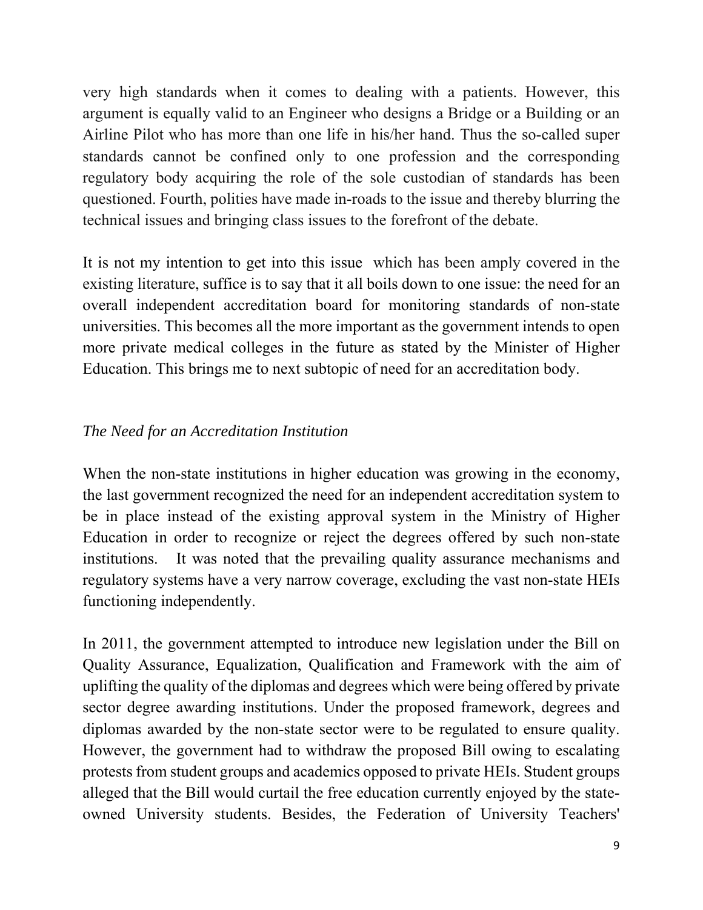very high standards when it comes to dealing with a patients. However, this argument is equally valid to an Engineer who designs a Bridge or a Building or an Airline Pilot who has more than one life in his/her hand. Thus the so-called super standards cannot be confined only to one profession and the corresponding regulatory body acquiring the role of the sole custodian of standards has been questioned. Fourth, polities have made in-roads to the issue and thereby blurring the technical issues and bringing class issues to the forefront of the debate.

It is not my intention to get into this issue which has been amply covered in the existing literature, suffice is to say that it all boils down to one issue: the need for an overall independent accreditation board for monitoring standards of non-state universities. This becomes all the more important as the government intends to open more private medical colleges in the future as stated by the Minister of Higher Education. This brings me to next subtopic of need for an accreditation body.

*The Need for an Accreditation Institution*

When the non-state institutions in higher education was growing in the economy, the last government recognized the need for an independent accreditation system to be in place instead of the existing approval system in the Ministry of Higher Education in order to recognize or reject the degrees offered by such non-state institutions. It was noted that the prevailing quality assurance mechanisms and regulatory systems have a very narrow coverage, excluding the vast non-state HEIs functioning independently.

In 2011, the government attempted to introduce new legislation under the Bill on Quality Assurance, Equalization, Qualification and Framework with the aim of uplifting the quality of the diplomas and degrees which were being offered by private sector degree awarding institutions. Under the proposed framework, degrees and diplomas awarded by the non-state sector were to be regulated to ensure quality. However, the government had to withdraw the proposed Bill owing to escalating protests from student groups and academics opposed to private HEIs. Student groups alleged that the Bill would curtail the free education currently enjoyed by the state-owned University students. Besides, the Federation of University Teachers'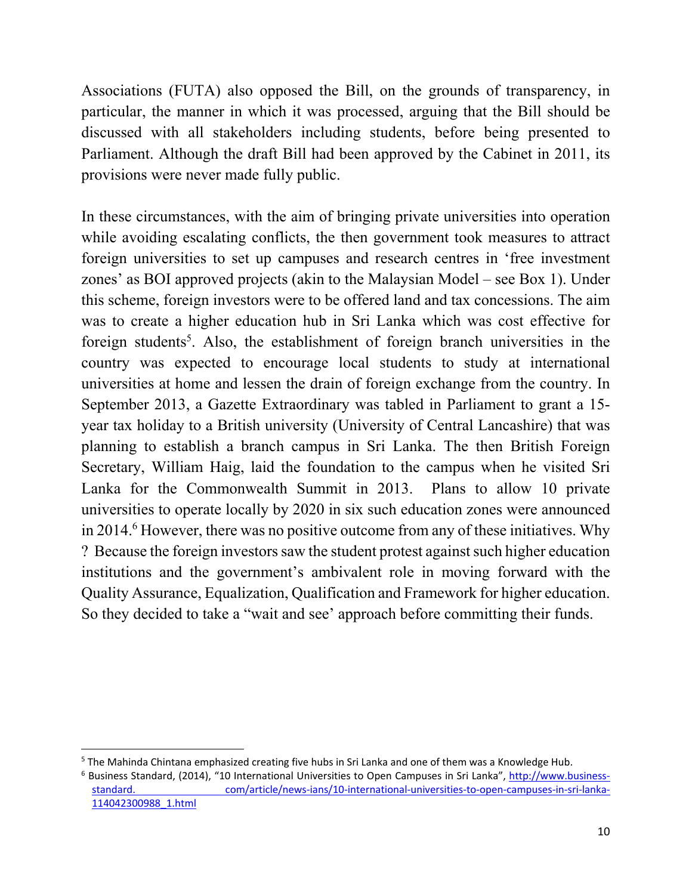Associations (FUTA) also opposed the Bill, on the grounds of transparency, in particular, the manner in which it was processed, arguing that the Bill should be discussed with all stakeholders including students, before being presented to Parliament. Although the draft Bill had been approved by the Cabinet in 2011, its provisions were never made fully public.

In these circumstances, with the aim of bringing private universities into operation while avoiding escalating conflicts, the then government took measures to attract foreign universities to set up campuses and research centres in 'free investment zones' as BOI approved projects (akin to the Malaysian Model – see Box 1). Under this scheme, foreign investors were to be offered land and tax concessions. The aim was to create a higher education hub in Sri Lanka which was cost effective for foreign students[5]. Also, the establishment of foreign branch universities in the country was expected to encourage local students to study at international universities at home and lessen the drain of foreign exchange from the country. In September 2013, a Gazette Extraordinary was tabled in Parliament to grant a 15-year tax holiday to a British university (University of Central Lancashire) that was planning to establish a branch campus in Sri Lanka. The then British Foreign Secretary, William Haig, laid the foundation to the campus when he visited Sri Lanka for the Commonwealth Summit in 2013. Plans to allow 10 private universities to operate locally by 2020 in six such education zones were announced in 2014.[6] However, there was no positive outcome from any of these initiatives. Why ? Because the foreign investors saw the student protest against such higher education institutions and the government's ambivalent role in moving forward with the Quality Assurance, Equalization, Qualification and Framework for higher education. So they decided to take a "wait and see' approach before committing their funds.

---

[5] The Mahinda Chintana emphasized creating five hubs in Sri Lanka and one of them was a Knowledge Hub.

[6] Business Standard, (2014), "10 International Universities to Open Campuses in Sri Lanka", http://www.business-standard. com/article/news-ians/10-international-universities-to-open-campuses-in-sri-lanka-114042300988_1.html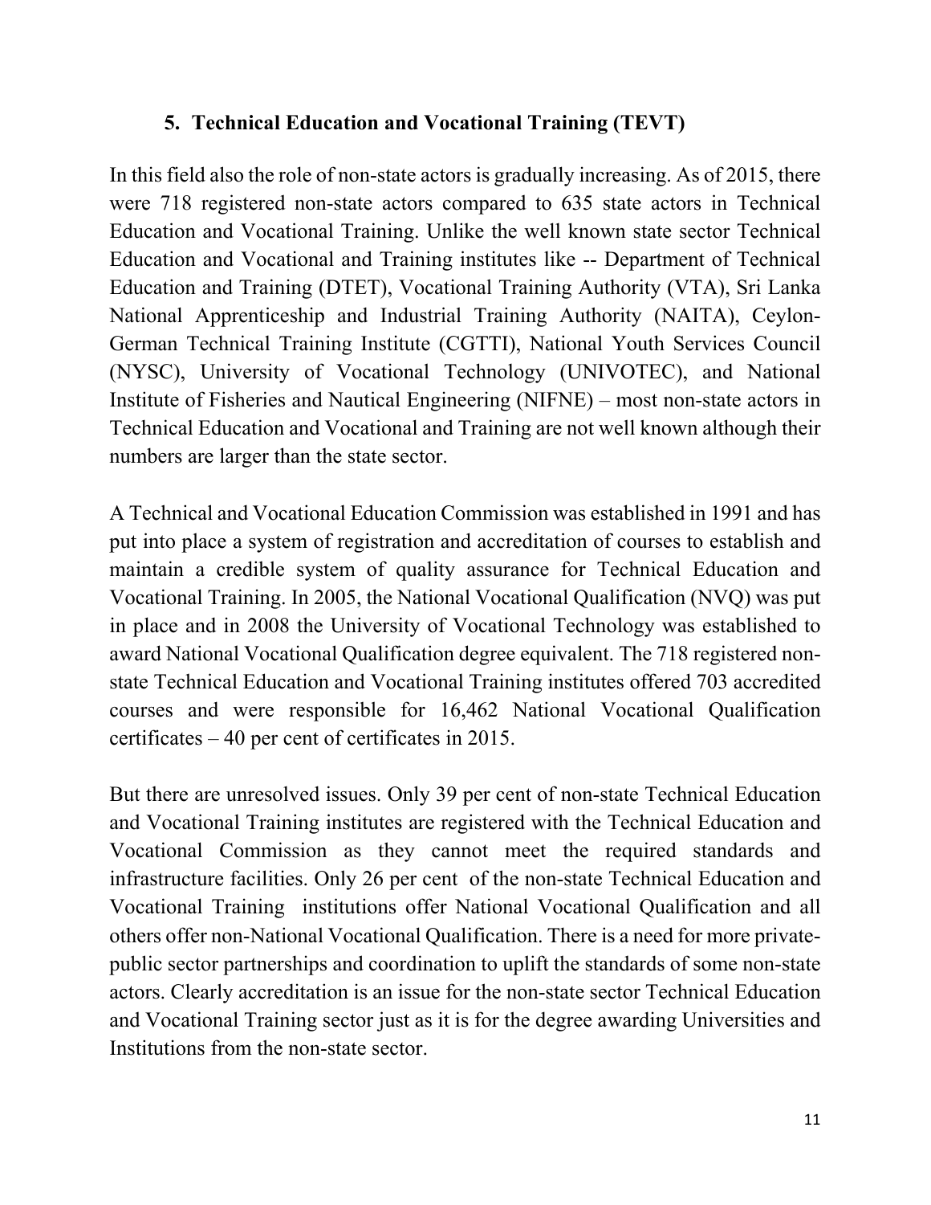## 5. Technical Education and Vocational Training (TEVT)

In this field also the role of non-state actors is gradually increasing. As of 2015, there were 718 registered non-state actors compared to 635 state actors in Technical Education and Vocational Training. Unlike the well known state sector Technical Education and Vocational and Training institutes like -- Department of Technical Education and Training (DTET), Vocational Training Authority (VTA), Sri Lanka National Apprenticeship and Industrial Training Authority (NAITA), Ceylon-German Technical Training Institute (CGTTI), National Youth Services Council (NYSC), University of Vocational Technology (UNIVOTEC), and National Institute of Fisheries and Nautical Engineering (NIFNE) – most non-state actors in Technical Education and Vocational and Training are not well known although their numbers are larger than the state sector.

A Technical and Vocational Education Commission was established in 1991 and has put into place a system of registration and accreditation of courses to establish and maintain a credible system of quality assurance for Technical Education and Vocational Training. In 2005, the National Vocational Qualification (NVQ) was put in place and in 2008 the University of Vocational Technology was established to award National Vocational Qualification degree equivalent. The 718 registered non-state Technical Education and Vocational Training institutes offered 703 accredited courses and were responsible for 16,462 National Vocational Qualification certificates – 40 per cent of certificates in 2015.

But there are unresolved issues. Only 39 per cent of non-state Technical Education and Vocational Training institutes are registered with the Technical Education and Vocational Commission as they cannot meet the required standards and infrastructure facilities. Only 26 per cent of the non-state Technical Education and Vocational Training institutions offer National Vocational Qualification and all others offer non-National Vocational Qualification. There is a need for more private-public sector partnerships and coordination to uplift the standards of some non-state actors. Clearly accreditation is an issue for the non-state sector Technical Education and Vocational Training sector just as it is for the degree awarding Universities and Institutions from the non-state sector.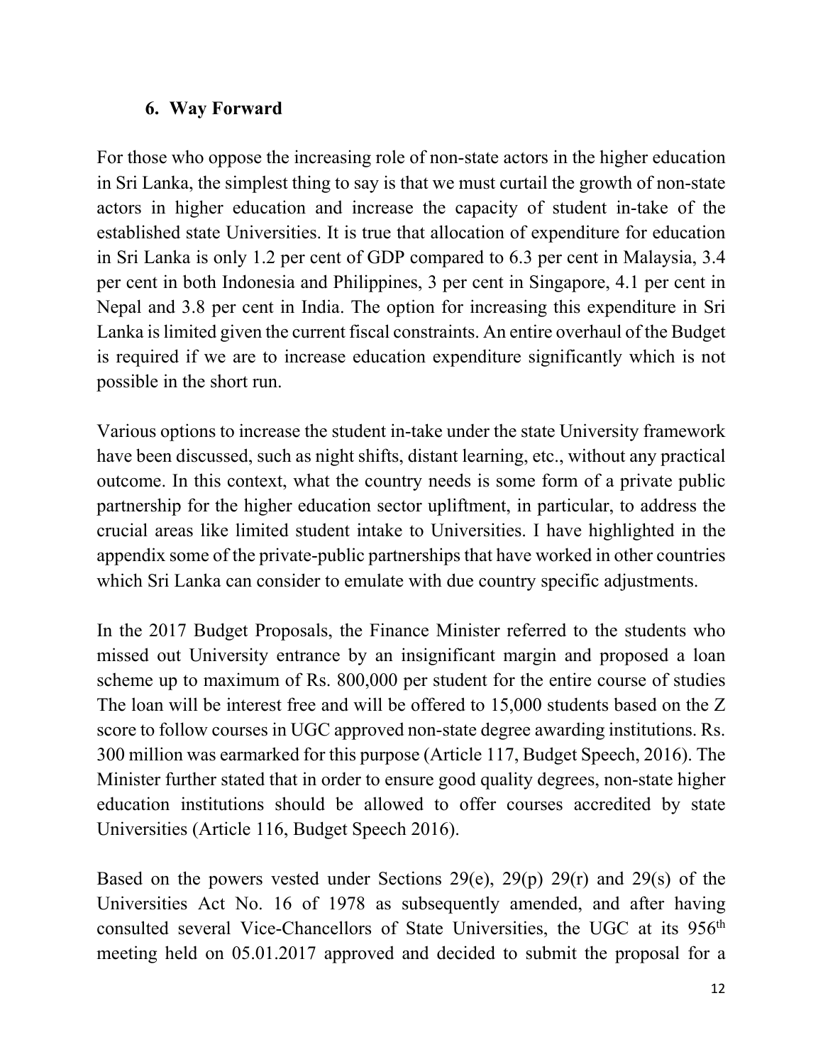## 6. Way Forward

For those who oppose the increasing role of non-state actors in the higher education in Sri Lanka, the simplest thing to say is that we must curtail the growth of non-state actors in higher education and increase the capacity of student in-take of the established state Universities. It is true that allocation of expenditure for education in Sri Lanka is only 1.2 per cent of GDP compared to 6.3 per cent in Malaysia, 3.4 per cent in both Indonesia and Philippines, 3 per cent in Singapore, 4.1 per cent in Nepal and 3.8 per cent in India. The option for increasing this expenditure in Sri Lanka is limited given the current fiscal constraints. An entire overhaul of the Budget is required if we are to increase education expenditure significantly which is not possible in the short run.

Various options to increase the student in-take under the state University framework have been discussed, such as night shifts, distant learning, etc., without any practical outcome. In this context, what the country needs is some form of a private public partnership for the higher education sector upliftment, in particular, to address the crucial areas like limited student intake to Universities. I have highlighted in the appendix some of the private-public partnerships that have worked in other countries which Sri Lanka can consider to emulate with due country specific adjustments.

In the 2017 Budget Proposals, the Finance Minister referred to the students who missed out University entrance by an insignificant margin and proposed a loan scheme up to maximum of Rs. 800,000 per student for the entire course of studies The loan will be interest free and will be offered to 15,000 students based on the Z score to follow courses in UGC approved non-state degree awarding institutions. Rs. 300 million was earmarked for this purpose (Article 117, Budget Speech, 2016). The Minister further stated that in order to ensure good quality degrees, non-state higher education institutions should be allowed to offer courses accredited by state Universities (Article 116, Budget Speech 2016).

Based on the powers vested under Sections 29(e), 29(p) 29(r) and 29(s) of the Universities Act No. 16 of 1978 as subsequently amended, and after having consulted several Vice-Chancellors of State Universities, the UGC at its 956th meeting held on 05.01.2017 approved and decided to submit the proposal for a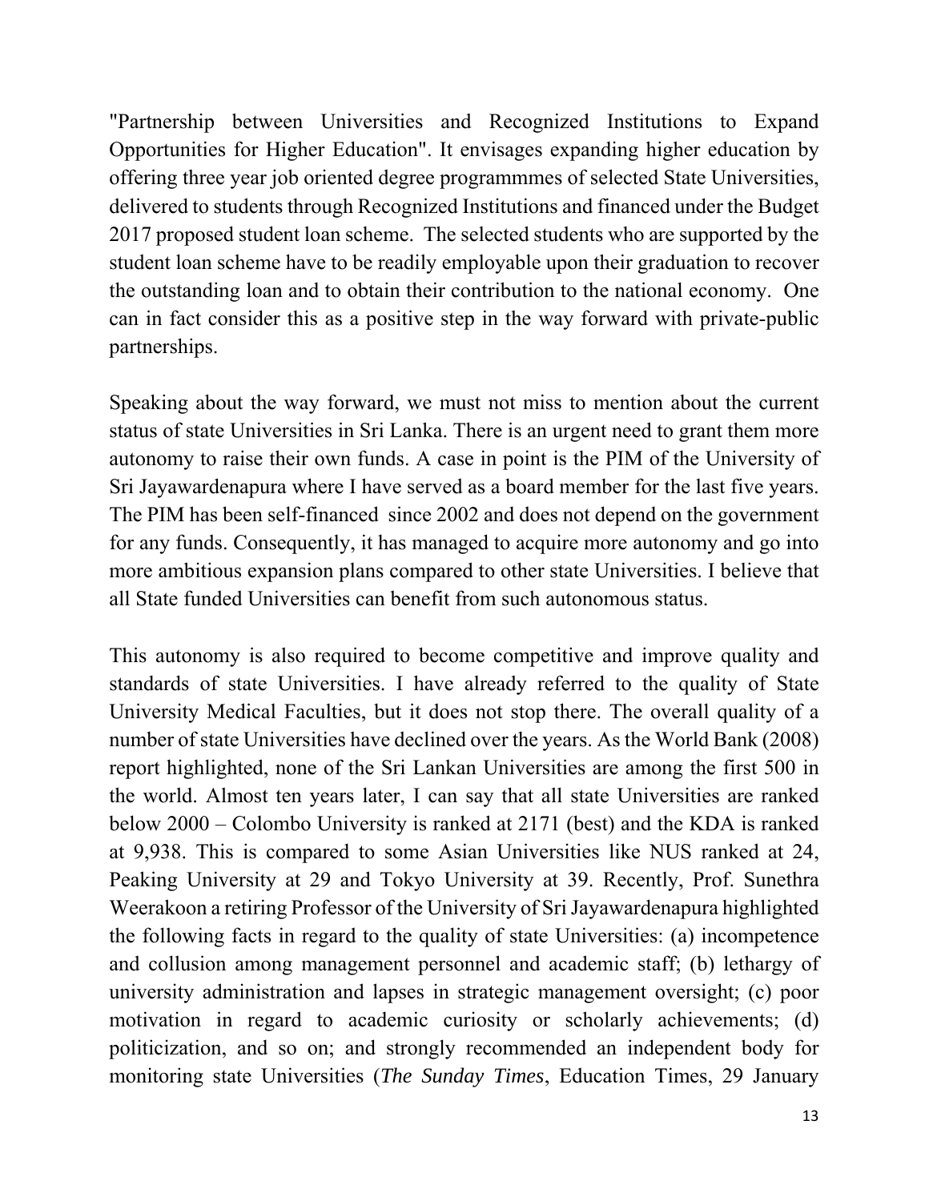"Partnership between Universities and Recognized Institutions to Expand Opportunities for Higher Education". It envisages expanding higher education by offering three year job oriented degree programmmes of selected State Universities, delivered to students through Recognized Institutions and financed under the Budget 2017 proposed student loan scheme. The selected students who are supported by the student loan scheme have to be readily employable upon their graduation to recover the outstanding loan and to obtain their contribution to the national economy. One can in fact consider this as a positive step in the way forward with private-public partnerships.

Speaking about the way forward, we must not miss to mention about the current status of state Universities in Sri Lanka. There is an urgent need to grant them more autonomy to raise their own funds. A case in point is the PIM of the University of Sri Jayawardenapura where I have served as a board member for the last five years. The PIM has been self-financed since 2002 and does not depend on the government for any funds. Consequently, it has managed to acquire more autonomy and go into more ambitious expansion plans compared to other state Universities. I believe that all State funded Universities can benefit from such autonomous status.

This autonomy is also required to become competitive and improve quality and standards of state Universities. I have already referred to the quality of State University Medical Faculties, but it does not stop there. The overall quality of a number of state Universities have declined over the years. As the World Bank (2008) report highlighted, none of the Sri Lankan Universities are among the first 500 in the world. Almost ten years later, I can say that all state Universities are ranked below 2000 – Colombo University is ranked at 2171 (best) and the KDA is ranked at 9,938. This is compared to some Asian Universities like NUS ranked at 24, Peaking University at 29 and Tokyo University at 39. Recently, Prof. Sunethra Weerakoon a retiring Professor of the University of Sri Jayawardenapura highlighted the following facts in regard to the quality of state Universities: (a) incompetence and collusion among management personnel and academic staff; (b) lethargy of university administration and lapses in strategic management oversight; (c) poor motivation in regard to academic curiosity or scholarly achievements; (d) politicization, and so on; and strongly recommended an independent body for monitoring state Universities (*The Sunday Times*, Education Times, 29 January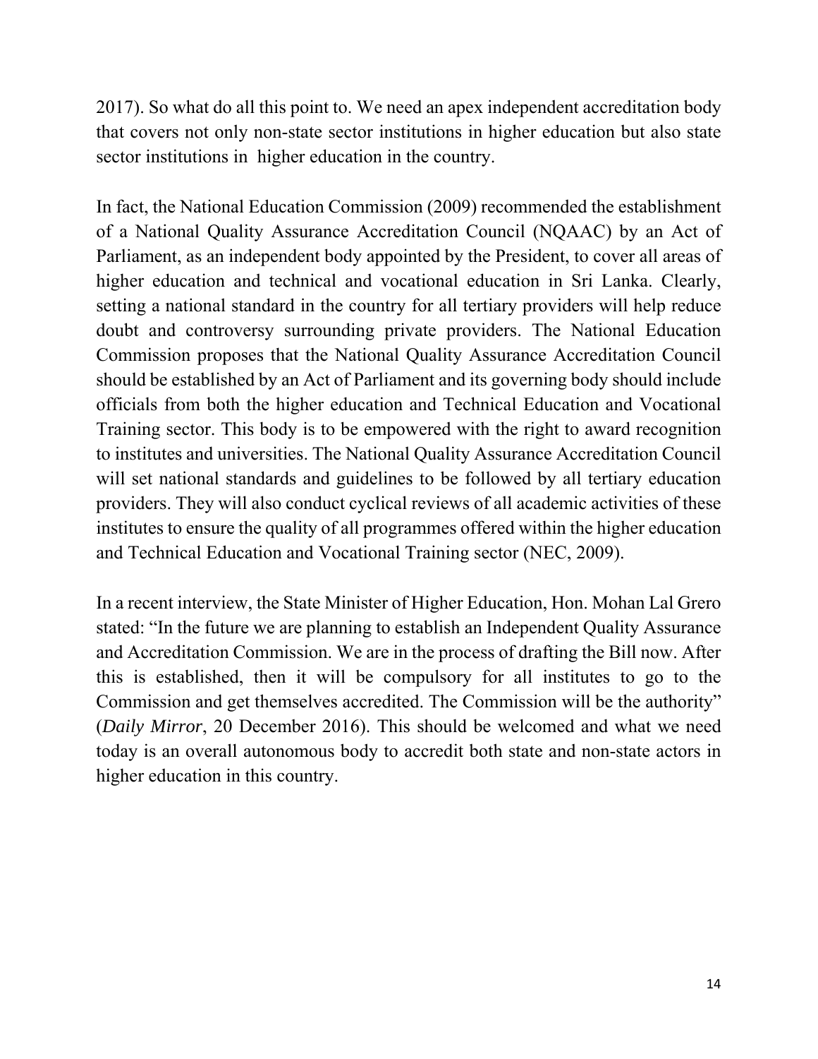2017). So what do all this point to. We need an apex independent accreditation body that covers not only non-state sector institutions in higher education but also state sector institutions in higher education in the country.

In fact, the National Education Commission (2009) recommended the establishment of a National Quality Assurance Accreditation Council (NQAAC) by an Act of Parliament, as an independent body appointed by the President, to cover all areas of higher education and technical and vocational education in Sri Lanka. Clearly, setting a national standard in the country for all tertiary providers will help reduce doubt and controversy surrounding private providers. The National Education Commission proposes that the National Quality Assurance Accreditation Council should be established by an Act of Parliament and its governing body should include officials from both the higher education and Technical Education and Vocational Training sector. This body is to be empowered with the right to award recognition to institutes and universities. The National Quality Assurance Accreditation Council will set national standards and guidelines to be followed by all tertiary education providers. They will also conduct cyclical reviews of all academic activities of these institutes to ensure the quality of all programmes offered within the higher education and Technical Education and Vocational Training sector (NEC, 2009).

In a recent interview, the State Minister of Higher Education, Hon. Mohan Lal Grero stated: "In the future we are planning to establish an Independent Quality Assurance and Accreditation Commission. We are in the process of drafting the Bill now. After this is established, then it will be compulsory for all institutes to go to the Commission and get themselves accredited. The Commission will be the authority" (*Daily Mirror*, 20 December 2016). This should be welcomed and what we need today is an overall autonomous body to accredit both state and non-state actors in higher education in this country.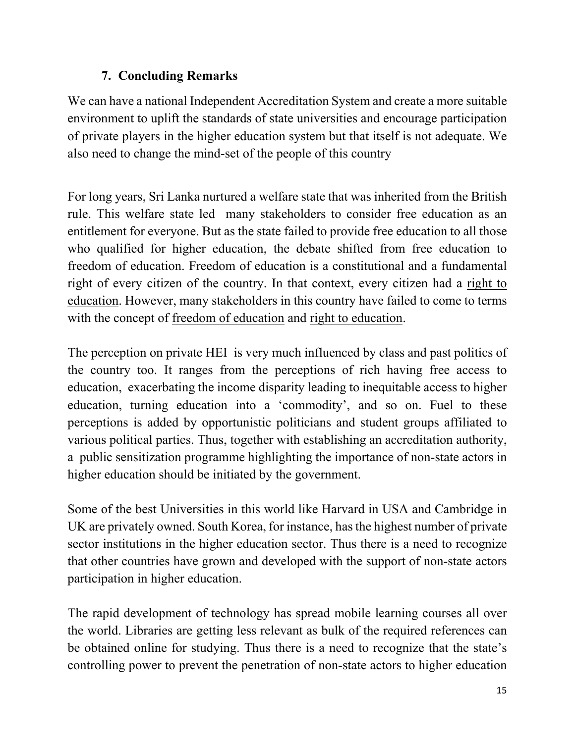## 7. Concluding Remarks

We can have a national Independent Accreditation System and create a more suitable environment to uplift the standards of state universities and encourage participation of private players in the higher education system but that itself is not adequate. We also need to change the mind-set of the people of this country

For long years, Sri Lanka nurtured a welfare state that was inherited from the British rule. This welfare state led many stakeholders to consider free education as an entitlement for everyone. But as the state failed to provide free education to all those who qualified for higher education, the debate shifted from free education to freedom of education. Freedom of education is a constitutional and a fundamental right of every citizen of the country. In that context, every citizen had a <u>right to education</u>. However, many stakeholders in this country have failed to come to terms with the concept of <u>freedom of education</u> and <u>right to education</u>.

The perception on private HEI is very much influenced by class and past politics of the country too. It ranges from the perceptions of rich having free access to education, exacerbating the income disparity leading to inequitable access to higher education, turning education into a 'commodity', and so on. Fuel to these perceptions is added by opportunistic politicians and student groups affiliated to various political parties. Thus, together with establishing an accreditation authority, a public sensitization programme highlighting the importance of non-state actors in higher education should be initiated by the government.

Some of the best Universities in this world like Harvard in USA and Cambridge in UK are privately owned. South Korea, for instance, has the highest number of private sector institutions in the higher education sector. Thus there is a need to recognize that other countries have grown and developed with the support of non-state actors participation in higher education.

The rapid development of technology has spread mobile learning courses all over the world. Libraries are getting less relevant as bulk of the required references can be obtained online for studying. Thus there is a need to recognize that the state's controlling power to prevent the penetration of non-state actors to higher education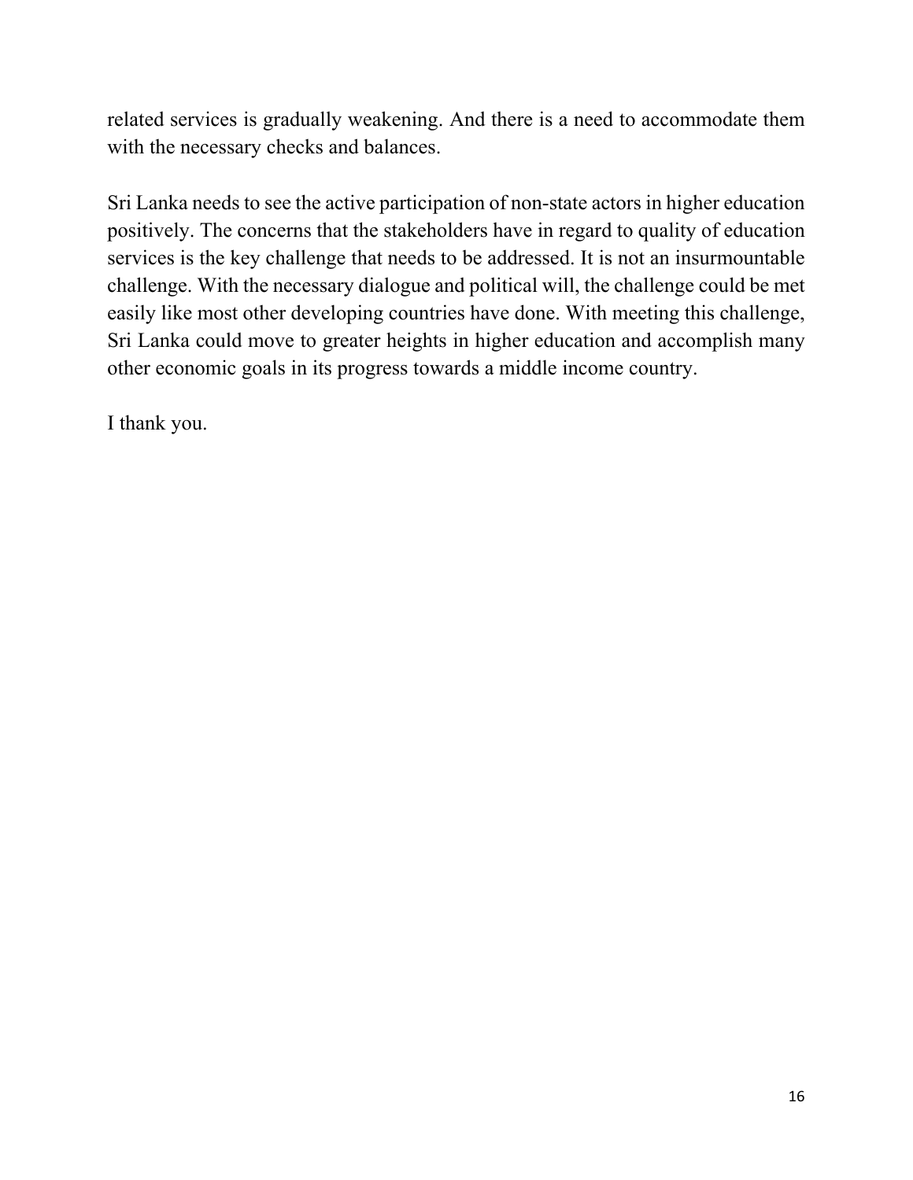related services is gradually weakening. And there is a need to accommodate them with the necessary checks and balances.

Sri Lanka needs to see the active participation of non-state actors in higher education positively. The concerns that the stakeholders have in regard to quality of education services is the key challenge that needs to be addressed. It is not an insurmountable challenge. With the necessary dialogue and political will, the challenge could be met easily like most other developing countries have done. With meeting this challenge, Sri Lanka could move to greater heights in higher education and accomplish many other economic goals in its progress towards a middle income country.

I thank you.